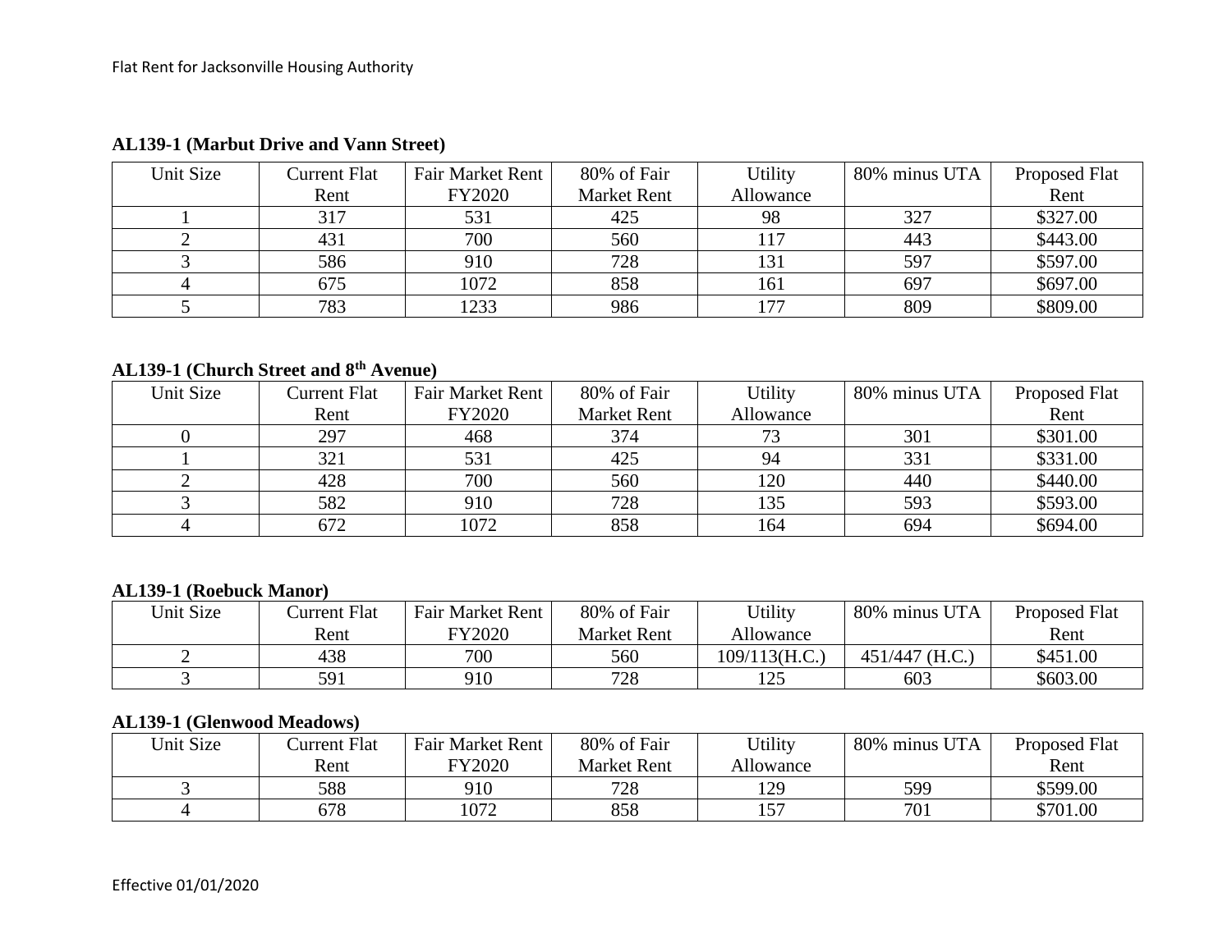Flat Rent for Jacksonville Housing Authority

**AL139-1 (Marbut Drive and Vann Street)**

| Unit Size | Current Flat Rent | Fair Market Rent FY2020 | 80% of Fair Market Rent | Utility Allowance | 80% minus UTA | Proposed Flat Rent |
|---|---|---|---|---|---|---|
| 1 | 317 | 531 | 425 | 98 | 327 | $327.00 |
| 2 | 431 | 700 | 560 | 117 | 443 | $443.00 |
| 3 | 586 | 910 | 728 | 131 | 597 | $597.00 |
| 4 | 675 | 1072 | 858 | 161 | 697 | $697.00 |
| 5 | 783 | 1233 | 986 | 177 | 809 | $809.00 |

**AL139-1 (Church Street and 8th Avenue)**

| Unit Size | Current Flat Rent | Fair Market Rent FY2020 | 80% of Fair Market Rent | Utility Allowance | 80% minus UTA | Proposed Flat Rent |
|---|---|---|---|---|---|---|
| 0 | 297 | 468 | 374 | 73 | 301 | $301.00 |
| 1 | 321 | 531 | 425 | 94 | 331 | $331.00 |
| 2 | 428 | 700 | 560 | 120 | 440 | $440.00 |
| 3 | 582 | 910 | 728 | 135 | 593 | $593.00 |
| 4 | 672 | 1072 | 858 | 164 | 694 | $694.00 |

**AL139-1 (Roebuck Manor)**

| Unit Size | Current Flat Rent | Fair Market Rent FY2020 | 80% of Fair Market Rent | Utility Allowance | 80% minus UTA | Proposed Flat Rent |
|---|---|---|---|---|---|---|
| 2 | 438 | 700 | 560 | 109/113(H.C.) | 451/447 (H.C.) | $451.00 |
| 3 | 591 | 910 | 728 | 125 | 603 | $603.00 |

**AL139-1 (Glenwood Meadows)**

| Unit Size | Current Flat Rent | Fair Market Rent FY2020 | 80% of Fair Market Rent | Utility Allowance | 80% minus UTA | Proposed Flat Rent |
|---|---|---|---|---|---|---|
| 3 | 588 | 910 | 728 | 129 | 599 | $599.00 |
| 4 | 678 | 1072 | 858 | 157 | 701 | $701.00 |

Effective 01/01/2020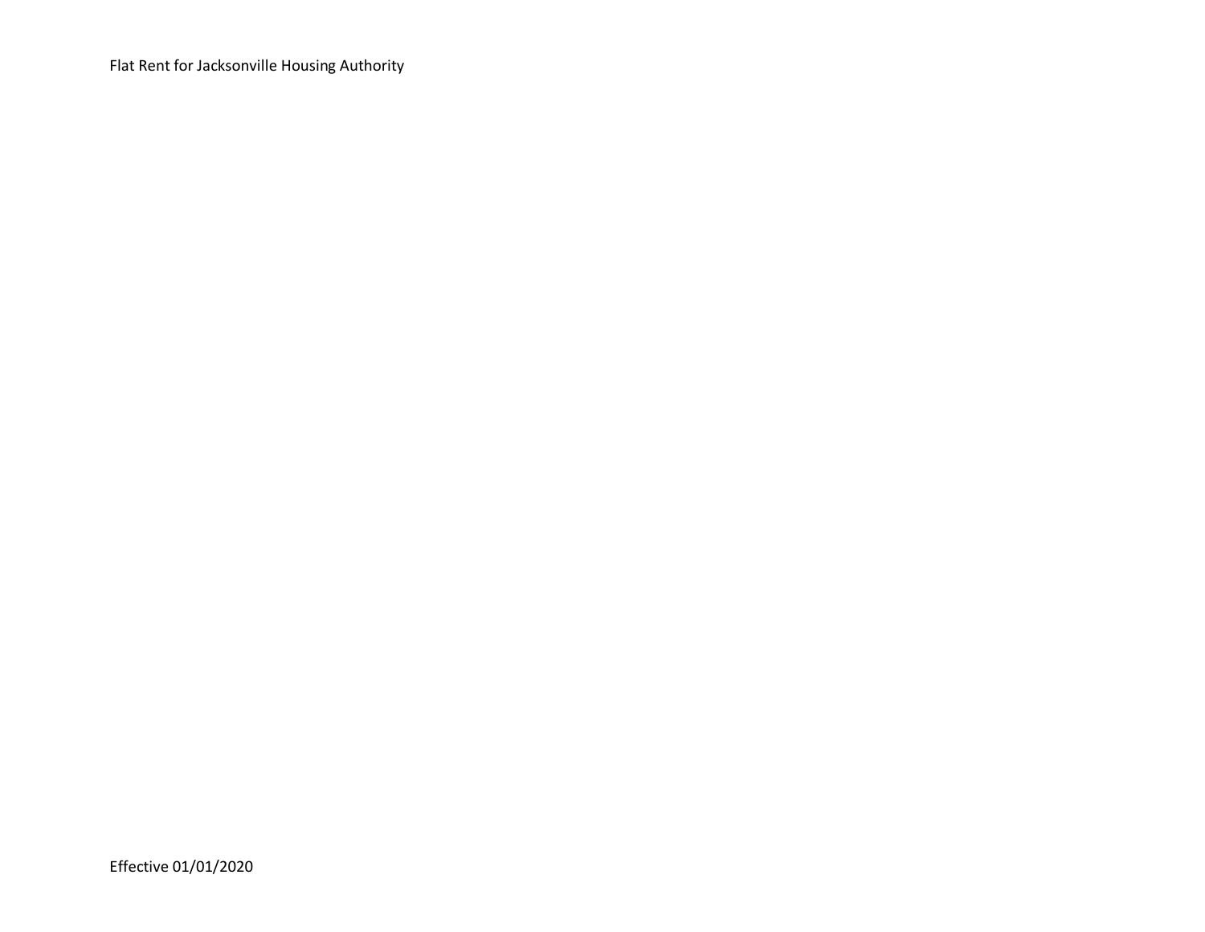Flat Rent for Jacksonville Housing Authority

Effective 01/01/2020